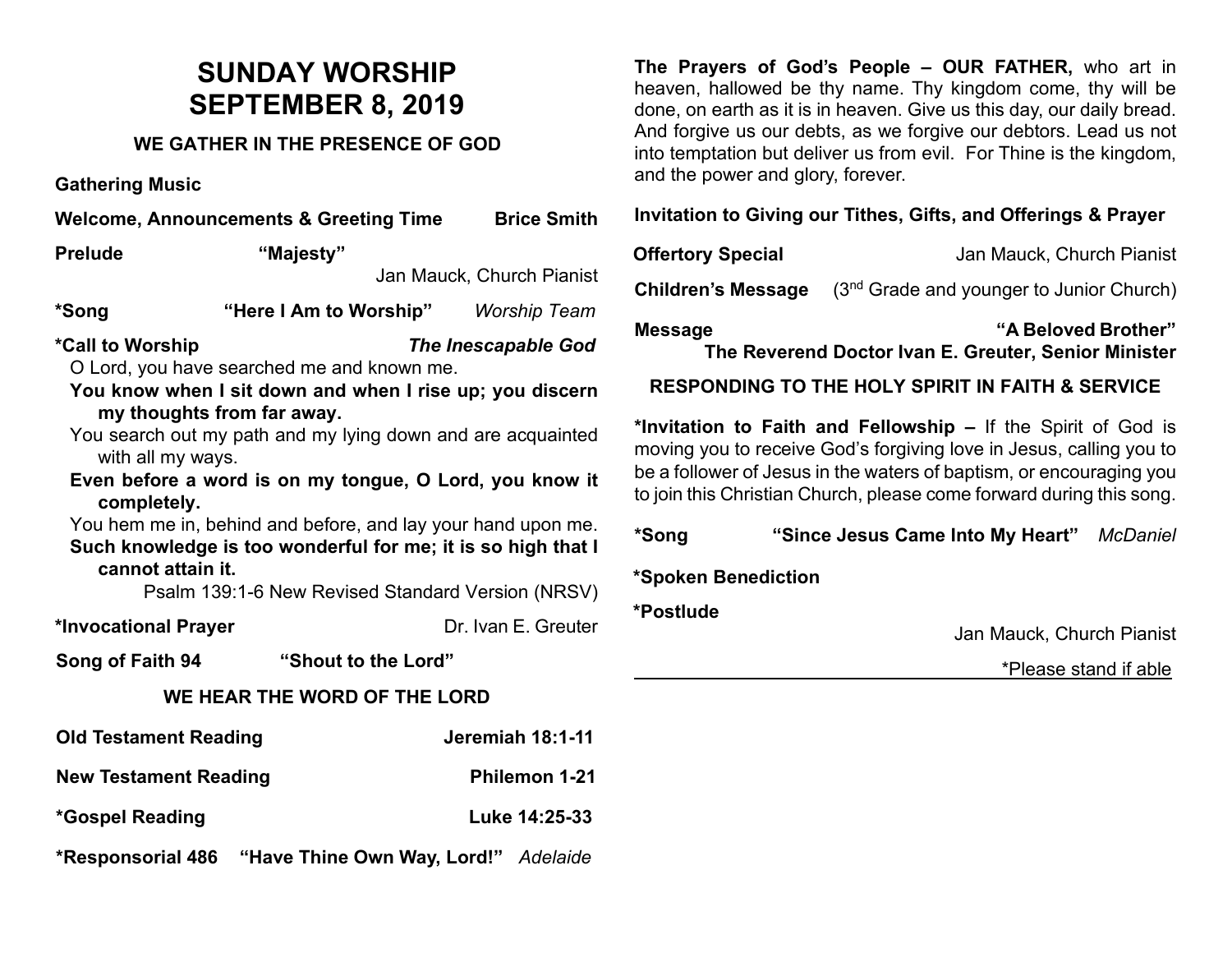# SUNDAY WORSHIP
# SEPTEMBER 8, 2019

## WE GATHER IN THE PRESENCE OF GOD

**Gathering Music**

**Welcome, Announcements & Greeting Time** **Brice Smith**

**Prelude** **"Majesty"**
Jan Mauck, Church Pianist

***Song** **"Here I Am to Worship"** *Worship Team*

***Call to Worship** ***The Inescapable God***

O Lord, you have searched me and known me.

**You know when I sit down and when I rise up; you discern my thoughts from far away.**

You search out my path and my lying down and are acquainted with all my ways.

**Even before a word is on my tongue, O Lord, you know it completely.**

You hem me in, behind and before, and lay your hand upon me.

**Such knowledge is too wonderful for me; it is so high that I cannot attain it.**

Psalm 139:1-6 New Revised Standard Version (NRSV)

***Invocational Prayer** Dr. Ivan E. Greuter

**Song of Faith 94** **"Shout to the Lord"**

## WE HEAR THE WORD OF THE LORD

**Old Testament Reading** **Jeremiah 18:1-11**

**New Testament Reading** **Philemon 1-21**

***Gospel Reading** **Luke 14:25-33**

***Responsorial 486** **"Have Thine Own Way, Lord!"** *Adelaide*

**The Prayers of God's People – OUR FATHER,** who art in heaven, hallowed be thy name. Thy kingdom come, thy will be done, on earth as it is in heaven. Give us this day, our daily bread. And forgive us our debts, as we forgive our debtors. Lead us not into temptation but deliver us from evil. For Thine is the kingdom, and the power and glory, forever.

**Invitation to Giving our Tithes, Gifts, and Offerings & Prayer**

**Offertory Special** Jan Mauck, Church Pianist

**Children's Message** (3rd Grade and younger to Junior Church)

**Message** **"A Beloved Brother"**
**The Reverend Doctor Ivan E. Greuter, Senior Minister**

## RESPONDING TO THE HOLY SPIRIT IN FAITH & SERVICE

***Invitation to Faith and Fellowship –** If the Spirit of God is moving you to receive God's forgiving love in Jesus, calling you to be a follower of Jesus in the waters of baptism, or encouraging you to join this Christian Church, please come forward during this song.

***Song** **"Since Jesus Came Into My Heart"** *McDaniel*

***Spoken Benediction**

***Postlude**
Jan Mauck, Church Pianist

*Please stand if able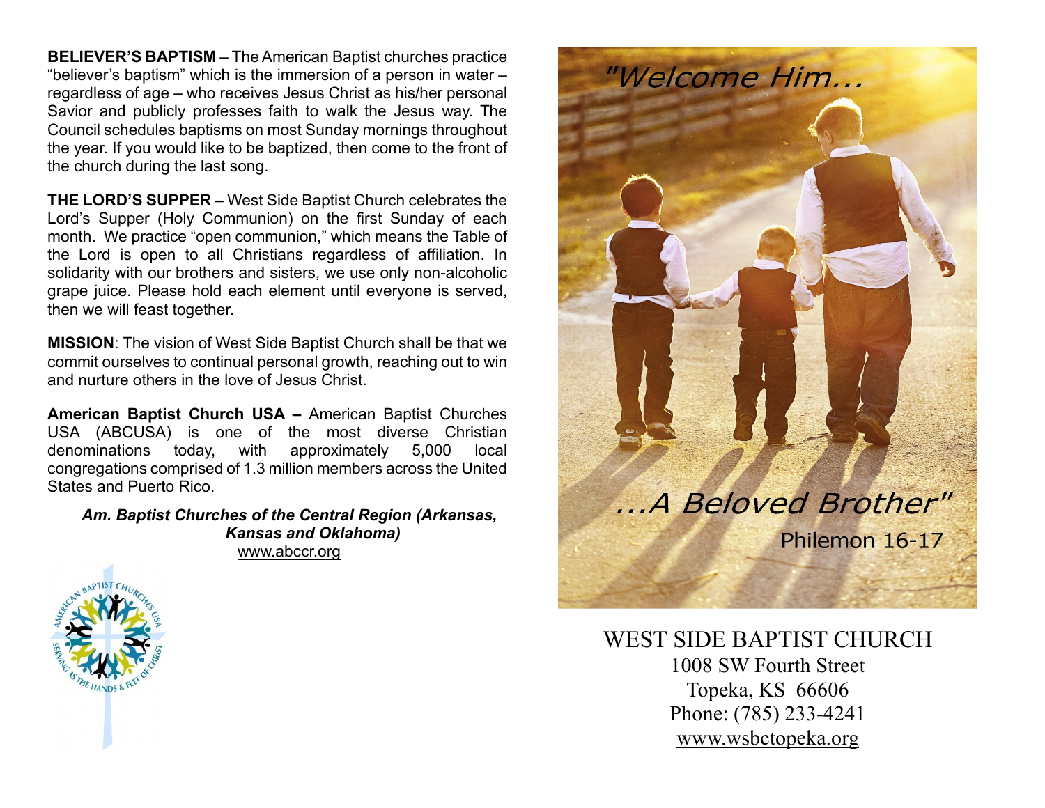**BELIEVER'S BAPTISM** – The American Baptist churches practice "believer's baptism" which is the immersion of a person in water – regardless of age – who receives Jesus Christ as his/her personal Savior and publicly professes faith to walk the Jesus way. The Council schedules baptisms on most Sunday mornings throughout the year. If you would like to be baptized, then come to the front of the church during the last song.

**THE LORD'S SUPPER –** West Side Baptist Church celebrates the Lord's Supper (Holy Communion) on the first Sunday of each month. We practice "open communion," which means the Table of the Lord is open to all Christians regardless of affiliation. In solidarity with our brothers and sisters, we use only non-alcoholic grape juice. Please hold each element until everyone is served, then we will feast together.

**MISSION**: The vision of West Side Baptist Church shall be that we commit ourselves to continual personal growth, reaching out to win and nurture others in the love of Jesus Christ.

**American Baptist Church USA –** American Baptist Churches USA (ABCUSA) is one of the most diverse Christian denominations today, with approximately 5,000 local congregations comprised of 1.3 million members across the United States and Puerto Rico.

***Am. Baptist Churches of the Central Region (Arkansas, Kansas and Oklahoma)***
www.abccr.org

AMERICAN BAPTIST CHURCHES USA
SERVING AS THE HANDS & FEET OF CHRIST

*"Welcome Him...*

*...A Beloved Brother"*

Philemon 16-17

WEST SIDE BAPTIST CHURCH
1008 SW Fourth Street
Topeka, KS 66606
Phone: (785) 233-4241
www.wsbctopeka.org